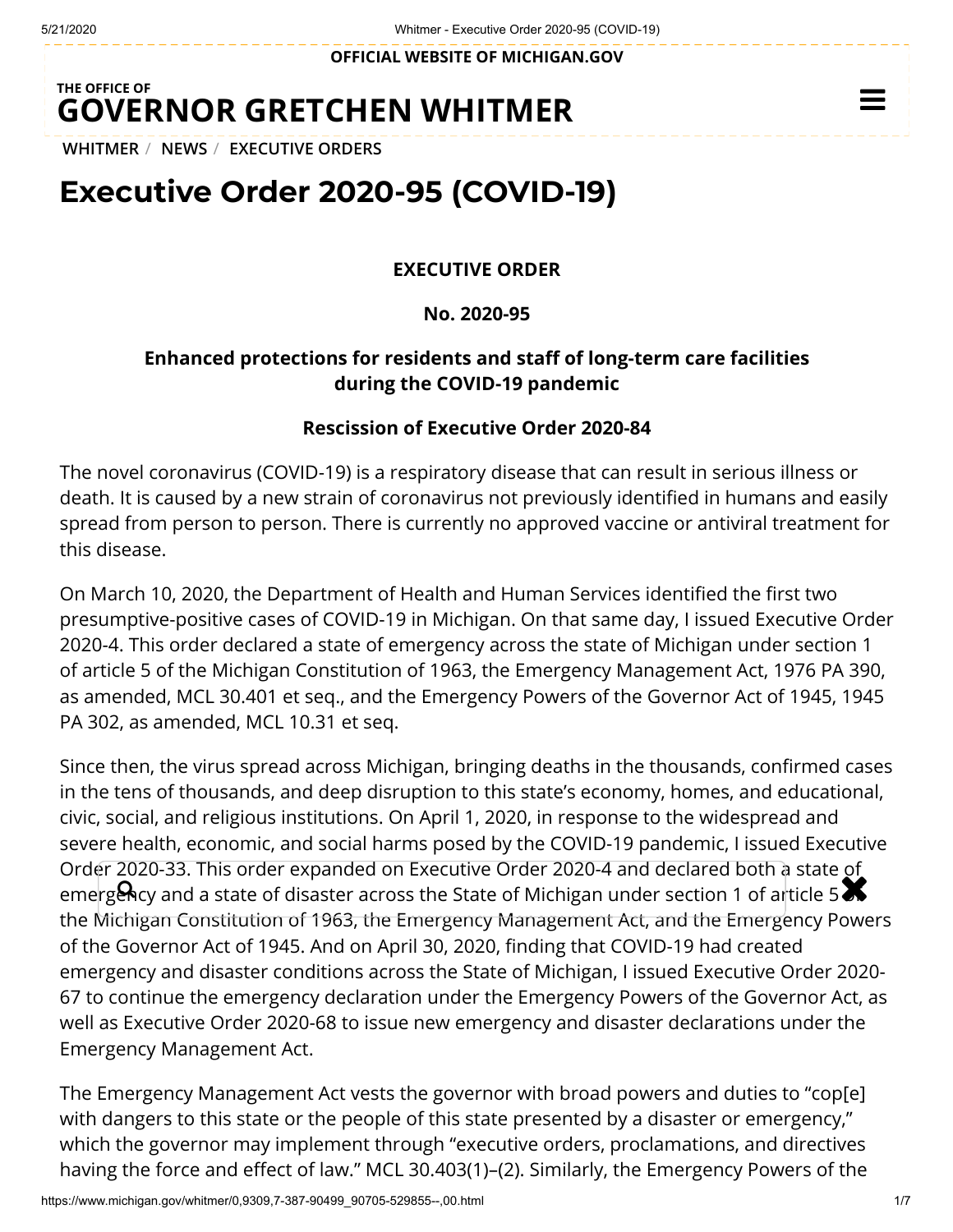OFFICIAL WEBSITE OF MICHIGAN.GOV

THE OFFICE OF
**GOVERNOR GRETCHEN WHITMER**

WHITMER / NEWS / EXECUTIVE ORDERS

# Executive Order 2020-95 (COVID-19)

**EXECUTIVE ORDER**

**No. 2020-95**

**Enhanced protections for residents and staff of long-term care facilities during the COVID-19 pandemic**

**Rescission of Executive Order 2020-84**

The novel coronavirus (COVID-19) is a respiratory disease that can result in serious illness or death. It is caused by a new strain of coronavirus not previously identified in humans and easily spread from person to person. There is currently no approved vaccine or antiviral treatment for this disease.

On March 10, 2020, the Department of Health and Human Services identified the first two presumptive-positive cases of COVID-19 in Michigan. On that same day, I issued Executive Order 2020-4. This order declared a state of emergency across the state of Michigan under section 1 of article 5 of the Michigan Constitution of 1963, the Emergency Management Act, 1976 PA 390, as amended, MCL 30.401 et seq., and the Emergency Powers of the Governor Act of 1945, 1945 PA 302, as amended, MCL 10.31 et seq.

Since then, the virus spread across Michigan, bringing deaths in the thousands, confirmed cases in the tens of thousands, and deep disruption to this state's economy, homes, and educational, civic, social, and religious institutions. On April 1, 2020, in response to the widespread and severe health, economic, and social harms posed by the COVID-19 pandemic, I issued Executive Order 2020-33. This order expanded on Executive Order 2020-4 and declared both a state of emergency and a state of disaster across the State of Michigan under section 1 of article 5 of the Michigan Constitution of 1963, the Emergency Management Act, and the Emergency Powers of the Governor Act of 1945. And on April 30, 2020, finding that COVID-19 had created emergency and disaster conditions across the State of Michigan, I issued Executive Order 2020-67 to continue the emergency declaration under the Emergency Powers of the Governor Act, as well as Executive Order 2020-68 to issue new emergency and disaster declarations under the Emergency Management Act.

The Emergency Management Act vests the governor with broad powers and duties to "cop[e] with dangers to this state or the people of this state presented by a disaster or emergency," which the governor may implement through "executive orders, proclamations, and directives having the force and effect of law." MCL 30.403(1)–(2). Similarly, the Emergency Powers of the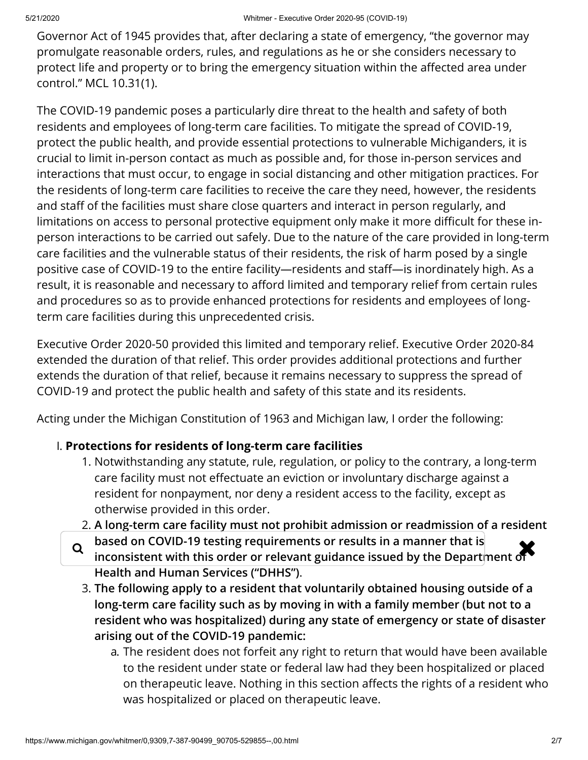Governor Act of 1945 provides that, after declaring a state of emergency, "the governor may promulgate reasonable orders, rules, and regulations as he or she considers necessary to protect life and property or to bring the emergency situation within the affected area under control." MCL 10.31(1).

The COVID-19 pandemic poses a particularly dire threat to the health and safety of both residents and employees of long-term care facilities. To mitigate the spread of COVID-19, protect the public health, and provide essential protections to vulnerable Michiganders, it is crucial to limit in-person contact as much as possible and, for those in-person services and interactions that must occur, to engage in social distancing and other mitigation practices. For the residents of long-term care facilities to receive the care they need, however, the residents and staff of the facilities must share close quarters and interact in person regularly, and limitations on access to personal protective equipment only make it more difficult for these in-person interactions to be carried out safely. Due to the nature of the care provided in long-term care facilities and the vulnerable status of their residents, the risk of harm posed by a single positive case of COVID-19 to the entire facility—residents and staff—is inordinately high. As a result, it is reasonable and necessary to afford limited and temporary relief from certain rules and procedures so as to provide enhanced protections for residents and employees of long-term care facilities during this unprecedented crisis.

Executive Order 2020-50 provided this limited and temporary relief. Executive Order 2020-84 extended the duration of that relief. This order provides additional protections and further extends the duration of that relief, because it remains necessary to suppress the spread of COVID-19 and protect the public health and safety of this state and its residents.

Acting under the Michigan Constitution of 1963 and Michigan law, I order the following:

I. **Protections for residents of long-term care facilities**
   1. Notwithstanding any statute, rule, regulation, or policy to the contrary, a long-term care facility must not effectuate an eviction or involuntary discharge against a resident for nonpayment, nor deny a resident access to the facility, except as otherwise provided in this order.
   2. **A long-term care facility must not prohibit admission or readmission of a resident based on COVID-19 testing requirements or results in a manner that is inconsistent with this order or relevant guidance issued by the Department of Health and Human Services ("DHHS").**
   3. **The following apply to a resident that voluntarily obtained housing outside of a long-term care facility such as by moving in with a family member (but not to a resident who was hospitalized) during any state of emergency or state of disaster arising out of the COVID-19 pandemic:**
      a. The resident does not forfeit any right to return that would have been available to the resident under state or federal law had they been hospitalized or placed on therapeutic leave. Nothing in this section affects the rights of a resident who was hospitalized or placed on therapeutic leave.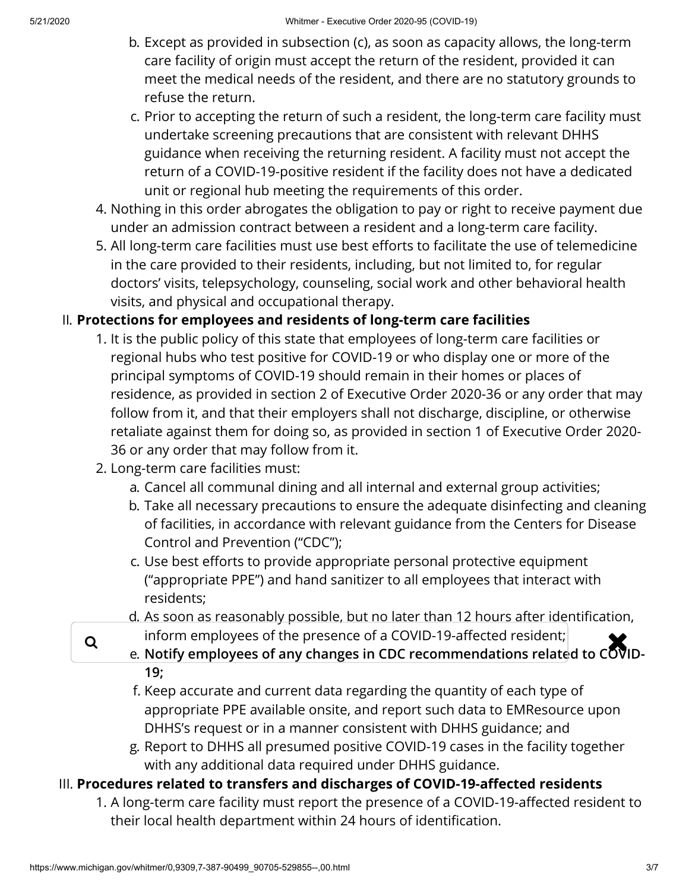b. Except as provided in subsection (c), as soon as capacity allows, the long-term care facility of origin must accept the return of the resident, provided it can meet the medical needs of the resident, and there are no statutory grounds to refuse the return.

c. Prior to accepting the return of such a resident, the long-term care facility must undertake screening precautions that are consistent with relevant DHHS guidance when receiving the returning resident. A facility must not accept the return of a COVID-19-positive resident if the facility does not have a dedicated unit or regional hub meeting the requirements of this order.

4. Nothing in this order abrogates the obligation to pay or right to receive payment due under an admission contract between a resident and a long-term care facility.

5. All long-term care facilities must use best efforts to facilitate the use of telemedicine in the care provided to their residents, including, but not limited to, for regular doctors' visits, telepsychology, counseling, social work and other behavioral health visits, and physical and occupational therapy.

II. **Protections for employees and residents of long-term care facilities**

1. It is the public policy of this state that employees of long-term care facilities or regional hubs who test positive for COVID-19 or who display one or more of the principal symptoms of COVID-19 should remain in their homes or places of residence, as provided in section 2 of Executive Order 2020-36 or any order that may follow from it, and that their employers shall not discharge, discipline, or otherwise retaliate against them for doing so, as provided in section 1 of Executive Order 2020-36 or any order that may follow from it.
2. Long-term care facilities must:
   a. Cancel all communal dining and all internal and external group activities;
   b. Take all necessary precautions to ensure the adequate disinfecting and cleaning of facilities, in accordance with relevant guidance from the Centers for Disease Control and Prevention ("CDC");
   c. Use best efforts to provide appropriate personal protective equipment ("appropriate PPE") and hand sanitizer to all employees that interact with residents;
   d. As soon as reasonably possible, but no later than 12 hours after identification, inform employees of the presence of a COVID-19-affected resident;
   e. **Notify employees of any changes in CDC recommendations related to COVID-19;**
   f. Keep accurate and current data regarding the quantity of each type of appropriate PPE available onsite, and report such data to EMResource upon DHHS's request or in a manner consistent with DHHS guidance; and
   g. Report to DHHS all presumed positive COVID-19 cases in the facility together with any additional data required under DHHS guidance.

III. **Procedures related to transfers and discharges of COVID-19-affected residents**

1. A long-term care facility must report the presence of a COVID-19-affected resident to their local health department within 24 hours of identification.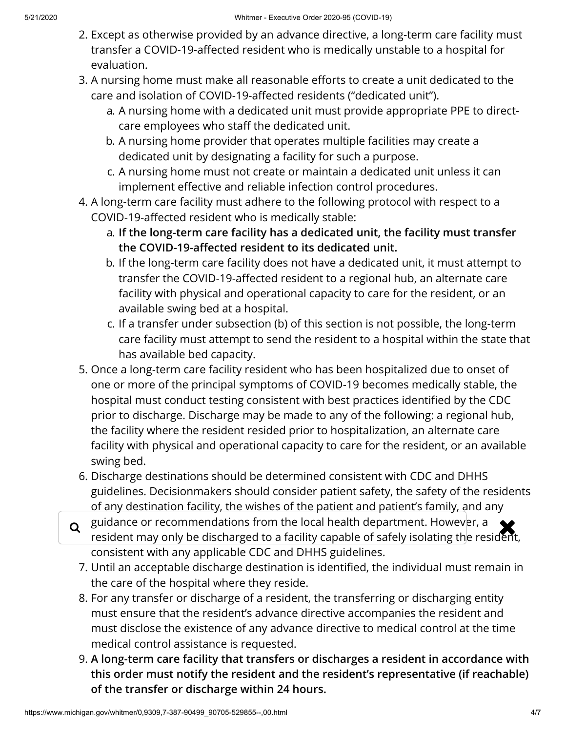2. Except as otherwise provided by an advance directive, a long-term care facility must transfer a COVID-19-affected resident who is medically unstable to a hospital for evaluation.
3. A nursing home must make all reasonable efforts to create a unit dedicated to the care and isolation of COVID-19-affected residents ("dedicated unit").
   a. A nursing home with a dedicated unit must provide appropriate PPE to direct-care employees who staff the dedicated unit.
   b. A nursing home provider that operates multiple facilities may create a dedicated unit by designating a facility for such a purpose.
   c. A nursing home must not create or maintain a dedicated unit unless it can implement effective and reliable infection control procedures.
4. A long-term care facility must adhere to the following protocol with respect to a COVID-19-affected resident who is medically stable:
   a. **If the long-term care facility has a dedicated unit, the facility must transfer the COVID-19-affected resident to its dedicated unit.**
   b. If the long-term care facility does not have a dedicated unit, it must attempt to transfer the COVID-19-affected resident to a regional hub, an alternate care facility with physical and operational capacity to care for the resident, or an available swing bed at a hospital.
   c. If a transfer under subsection (b) of this section is not possible, the long-term care facility must attempt to send the resident to a hospital within the state that has available bed capacity.
5. Once a long-term care facility resident who has been hospitalized due to onset of one or more of the principal symptoms of COVID-19 becomes medically stable, the hospital must conduct testing consistent with best practices identified by the CDC prior to discharge. Discharge may be made to any of the following: a regional hub, the facility where the resident resided prior to hospitalization, an alternate care facility with physical and operational capacity to care for the resident, or an available swing bed.
6. Discharge destinations should be determined consistent with CDC and DHHS guidelines. Decisionmakers should consider patient safety, the safety of the residents of any destination facility, the wishes of the patient and patient's family, and any guidance or recommendations from the local health department. However, a resident may only be discharged to a facility capable of safely isolating the resident, consistent with any applicable CDC and DHHS guidelines.
7. Until an acceptable discharge destination is identified, the individual must remain in the care of the hospital where they reside.
8. For any transfer or discharge of a resident, the transferring or discharging entity must ensure that the resident's advance directive accompanies the resident and must disclose the existence of any advance directive to medical control at the time medical control assistance is requested.
9. **A long-term care facility that transfers or discharges a resident in accordance with this order must notify the resident and the resident's representative (if reachable) of the transfer or discharge within 24 hours.**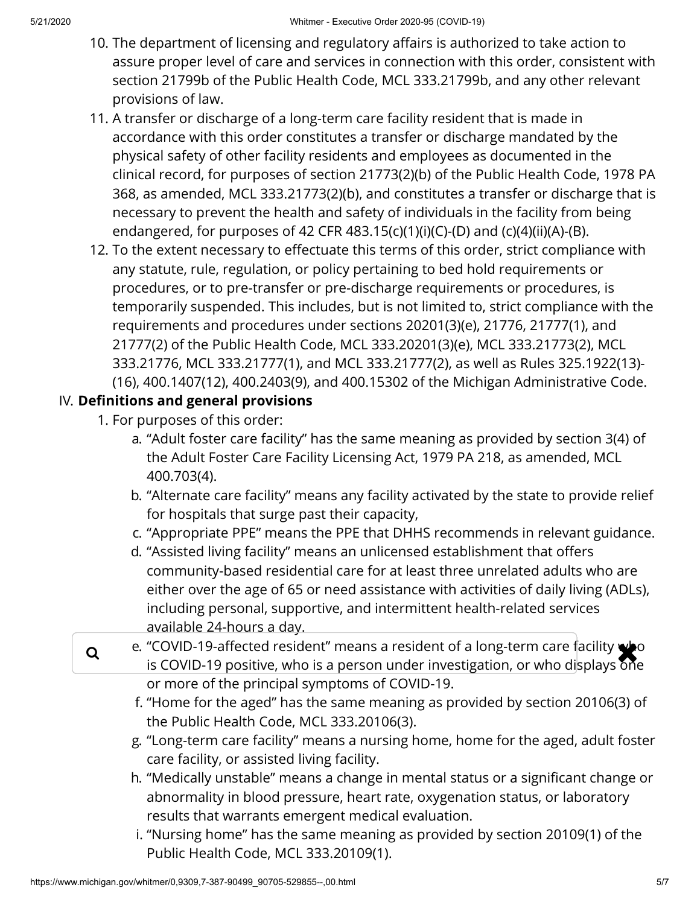10. The department of licensing and regulatory affairs is authorized to take action to assure proper level of care and services in connection with this order, consistent with section 21799b of the Public Health Code, MCL 333.21799b, and any other relevant provisions of law.
11. A transfer or discharge of a long-term care facility resident that is made in accordance with this order constitutes a transfer or discharge mandated by the physical safety of other facility residents and employees as documented in the clinical record, for purposes of section 21773(2)(b) of the Public Health Code, 1978 PA 368, as amended, MCL 333.21773(2)(b), and constitutes a transfer or discharge that is necessary to prevent the health and safety of individuals in the facility from being endangered, for purposes of 42 CFR 483.15(c)(1)(i)(C)-(D) and (c)(4)(ii)(A)-(B).
12. To the extent necessary to effectuate this terms of this order, strict compliance with any statute, rule, regulation, or policy pertaining to bed hold requirements or procedures, or to pre-transfer or pre-discharge requirements or procedures, is temporarily suspended. This includes, but is not limited to, strict compliance with the requirements and procedures under sections 20201(3)(e), 21776, 21777(1), and 21777(2) of the Public Health Code, MCL 333.20201(3)(e), MCL 333.21773(2), MCL 333.21776, MCL 333.21777(1), and MCL 333.21777(2), as well as Rules 325.1922(13)-(16), 400.1407(12), 400.2403(9), and 400.15302 of the Michigan Administrative Code.

IV. **Definitions and general provisions**

1. For purposes of this order:
   a. "Adult foster care facility" has the same meaning as provided by section 3(4) of the Adult Foster Care Facility Licensing Act, 1979 PA 218, as amended, MCL 400.703(4).
   b. "Alternate care facility" means any facility activated by the state to provide relief for hospitals that surge past their capacity,
   c. "Appropriate PPE" means the PPE that DHHS recommends in relevant guidance.
   d. "Assisted living facility" means an unlicensed establishment that offers community-based residential care for at least three unrelated adults who are either over the age of 65 or need assistance with activities of daily living (ADLs), including personal, supportive, and intermittent health-related services available 24-hours a day.
   e. "COVID-19-affected resident" means a resident of a long-term care facility who is COVID-19 positive, who is a person under investigation, or who displays one or more of the principal symptoms of COVID-19.
   f. "Home for the aged" has the same meaning as provided by section 20106(3) of the Public Health Code, MCL 333.20106(3).
   g. "Long-term care facility" means a nursing home, home for the aged, adult foster care facility, or assisted living facility.
   h. "Medically unstable" means a change in mental status or a significant change or abnormality in blood pressure, heart rate, oxygenation status, or laboratory results that warrants emergent medical evaluation.
   i. "Nursing home" has the same meaning as provided by section 20109(1) of the Public Health Code, MCL 333.20109(1).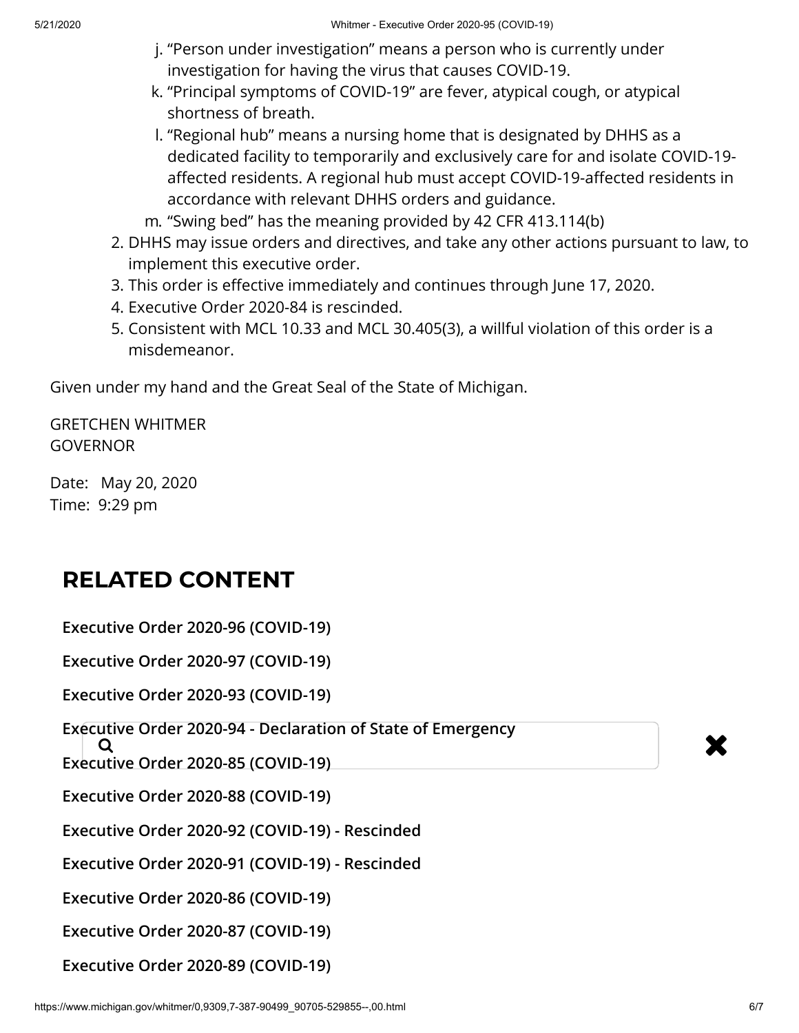j. "Person under investigation" means a person who is currently under investigation for having the virus that causes COVID-19.

k. "Principal symptoms of COVID-19" are fever, atypical cough, or atypical shortness of breath.

l. "Regional hub" means a nursing home that is designated by DHHS as a dedicated facility to temporarily and exclusively care for and isolate COVID-19-affected residents. A regional hub must accept COVID-19-affected residents in accordance with relevant DHHS orders and guidance.

m. "Swing bed" has the meaning provided by 42 CFR 413.114(b)

2. DHHS may issue orders and directives, and take any other actions pursuant to law, to implement this executive order.
3. This order is effective immediately and continues through June 17, 2020.
4. Executive Order 2020-84 is rescinded.
5. Consistent with MCL 10.33 and MCL 30.405(3), a willful violation of this order is a misdemeanor.

Given under my hand and the Great Seal of the State of Michigan.

GRETCHEN WHITMER
GOVERNOR

Date: May 20, 2020
Time: 9:29 pm

## RELATED CONTENT

**Executive Order 2020-96 (COVID-19)**

**Executive Order 2020-97 (COVID-19)**

**Executive Order 2020-93 (COVID-19)**

**Executive Order 2020-94 - Declaration of State of Emergency**

**Executive Order 2020-85 (COVID-19)**

**Executive Order 2020-88 (COVID-19)**

**Executive Order 2020-92 (COVID-19) - Rescinded**

**Executive Order 2020-91 (COVID-19) - Rescinded**

**Executive Order 2020-86 (COVID-19)**

**Executive Order 2020-87 (COVID-19)**

**Executive Order 2020-89 (COVID-19)**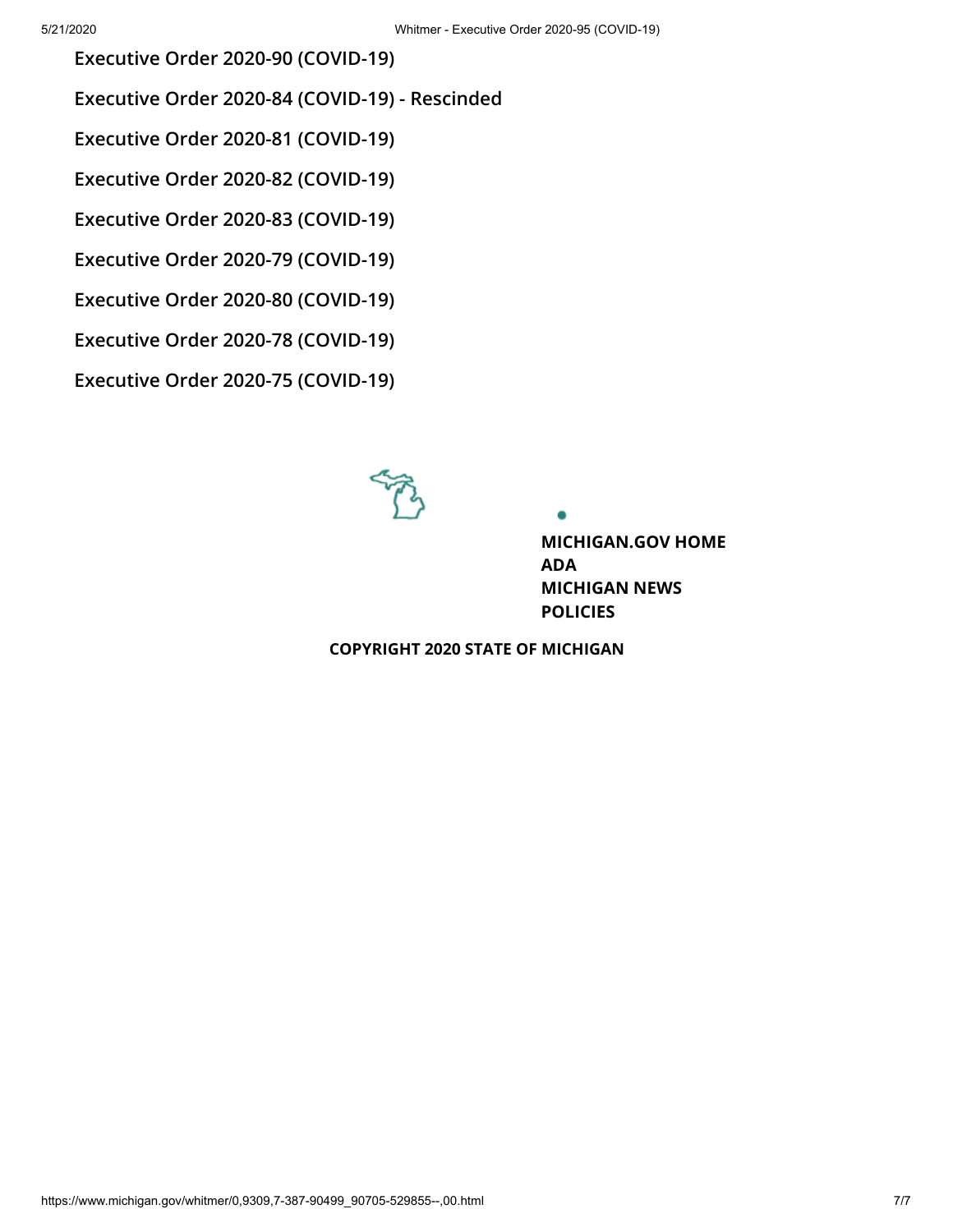Executive Order 2020-90 (COVID-19)

Executive Order 2020-84 (COVID-19) - Rescinded

Executive Order 2020-81 (COVID-19)

Executive Order 2020-82 (COVID-19)

Executive Order 2020-83 (COVID-19)

Executive Order 2020-79 (COVID-19)

Executive Order 2020-80 (COVID-19)

Executive Order 2020-78 (COVID-19)

Executive Order 2020-75 (COVID-19)

MICHIGAN.GOV HOME
ADA
MICHIGAN NEWS
POLICIES

COPYRIGHT 2020 STATE OF MICHIGAN